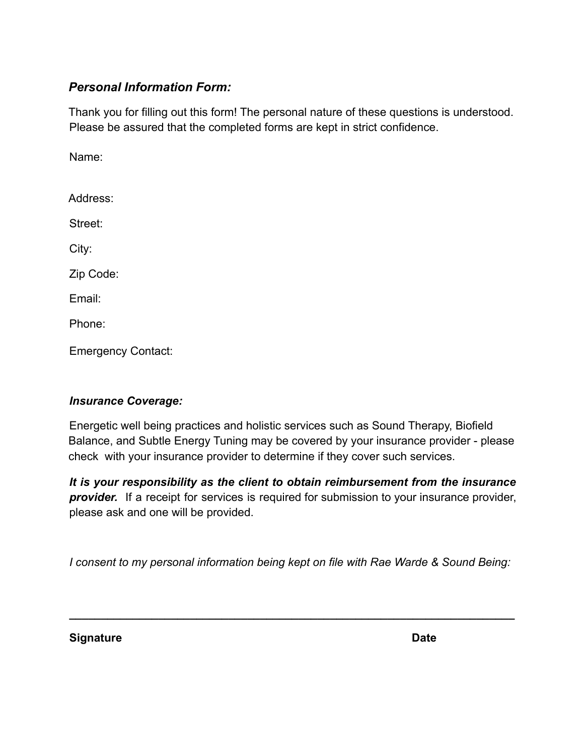## *Personal Information Form:*

Thank you for filling out this form! The personal nature of these questions is understood. Please be assured that the completed forms are kept in strict confidence.

Name:

Address:

Street:

City:

Zip Code:

Email:

Phone:

Emergency Contact:

### *Insurance Coverage:*

Energetic well being practices and holistic services such as Sound Therapy, Biofield Balance, and Subtle Energy Tuning may be covered by your insurance provider - please check with your insurance provider to determine if they cover such services.

***It is your responsibility as the client to obtain reimbursement from the insurance provider.*** If a receipt for services is required for submission to your insurance provider, please ask and one will be provided.

*I consent to my personal information being kept on file with Rae Warde & Sound Being:*

______________________________________________________________________

**Signature** **Date**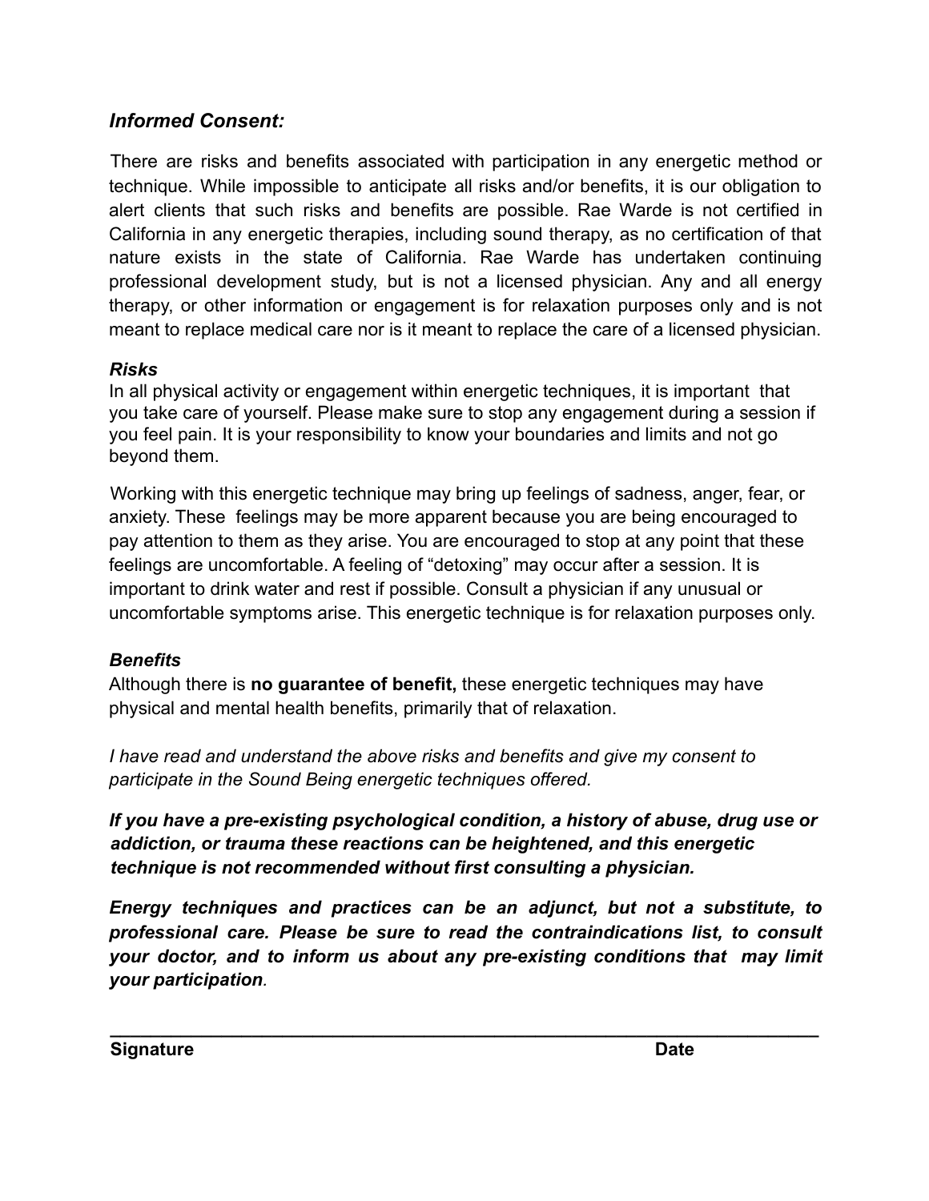### *Informed Consent:*

There are risks and benefits associated with participation in any energetic method or technique. While impossible to anticipate all risks and/or benefits, it is our obligation to alert clients that such risks and benefits are possible. Rae Warde is not certified in California in any energetic therapies, including sound therapy, as no certification of that nature exists in the state of California. Rae Warde has undertaken continuing professional development study, but is not a licensed physician. Any and all energy therapy, or other information or engagement is for relaxation purposes only and is not meant to replace medical care nor is it meant to replace the care of a licensed physician.

#### *Risks*

In all physical activity or engagement within energetic techniques, it is important that you take care of yourself. Please make sure to stop any engagement during a session if you feel pain. It is your responsibility to know your boundaries and limits and not go beyond them.

Working with this energetic technique may bring up feelings of sadness, anger, fear, or anxiety. These feelings may be more apparent because you are being encouraged to pay attention to them as they arise. You are encouraged to stop at any point that these feelings are uncomfortable. A feeling of "detoxing" may occur after a session. It is important to drink water and rest if possible. Consult a physician if any unusual or uncomfortable symptoms arise. This energetic technique is for relaxation purposes only.

#### *Benefits*

Although there is **no guarantee of benefit,** these energetic techniques may have physical and mental health benefits, primarily that of relaxation.

*I have read and understand the above risks and benefits and give my consent to participate in the Sound Being energetic techniques offered.*

***If you have a pre-existing psychological condition, a history of abuse, drug use or addiction, or trauma these reactions can be heightened, and this energetic technique is not recommended without first consulting a physician.***

***Energy techniques and practices can be an adjunct, but not a substitute, to professional care. Please be sure to read the contraindications list, to consult your doctor, and to inform us about any pre-existing conditions that may limit your participation.***

______________________________________________________________________

**Signature** **Date**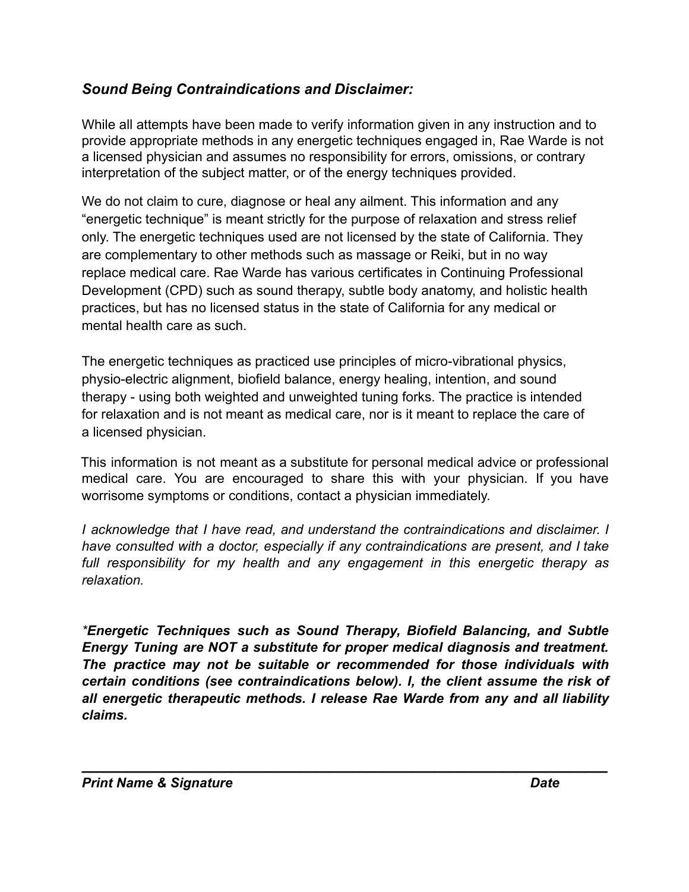***Sound Being Contraindications and Disclaimer:***

While all attempts have been made to verify information given in any instruction and to provide appropriate methods in any energetic techniques engaged in, Rae Warde is not a licensed physician and assumes no responsibility for errors, omissions, or contrary interpretation of the subject matter, or of the energy techniques provided.

We do not claim to cure, diagnose or heal any ailment. This information and any "energetic technique" is meant strictly for the purpose of relaxation and stress relief only. The energetic techniques used are not licensed by the state of California. They are complementary to other methods such as massage or Reiki, but in no way replace medical care. Rae Warde has various certificates in Continuing Professional Development (CPD) such as sound therapy, subtle body anatomy, and holistic health practices, but has no licensed status in the state of California for any medical or mental health care as such.

The energetic techniques as practiced use principles of micro-vibrational physics, physio-electric alignment, biofield balance, energy healing, intention, and sound therapy - using both weighted and unweighted tuning forks. The practice is intended for relaxation and is not meant as medical care, nor is it meant to replace the care of a licensed physician.

This information is not meant as a substitute for personal medical advice or professional medical care. You are encouraged to share this with your physician. If you have worrisome symptoms or conditions, contact a physician immediately.

*I acknowledge that I have read, and understand the contraindications and disclaimer. I have consulted with a doctor, especially if any contraindications are present, and I take full responsibility for my health and any engagement in this energetic therapy as relaxation.*

***\*Energetic Techniques such as Sound Therapy, Biofield Balancing, and Subtle Energy Tuning are NOT a substitute for proper medical diagnosis and treatment. The practice may not be suitable or recommended for those individuals with certain conditions (see contraindications below). I, the client assume the risk of all energetic therapeutic methods. I release Rae Warde from any and all liability claims.***

______________________________________________________________

***Print Name & Signature*** ***Date***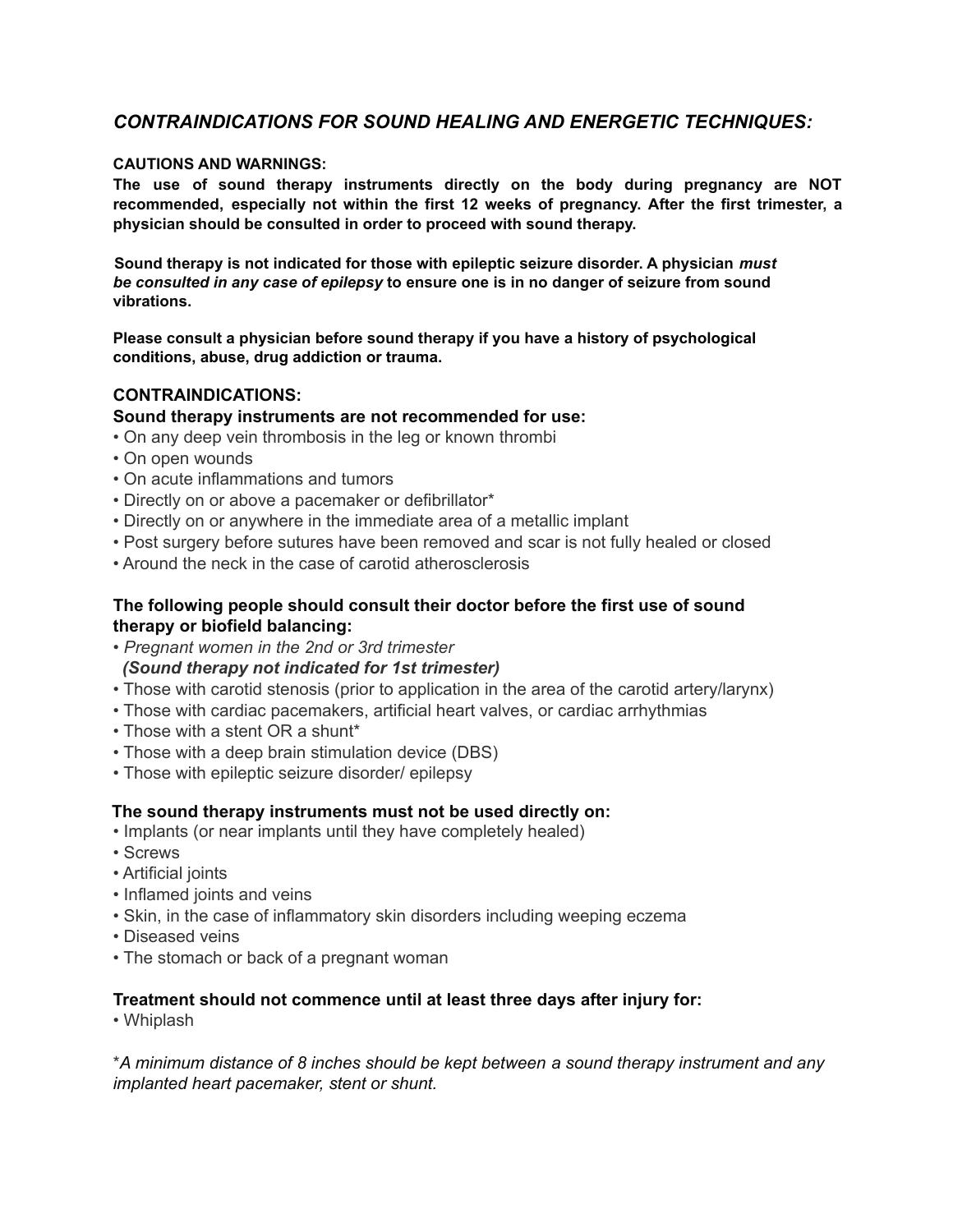## *CONTRAINDICATIONS FOR SOUND HEALING AND ENERGETIC TECHNIQUES:*

**CAUTIONS AND WARNINGS:**

**The use of sound therapy instruments directly on the body during pregnancy are NOT recommended, especially not within the first 12 weeks of pregnancy. After the first trimester, a physician should be consulted in order to proceed with sound therapy.**

**Sound therapy is not indicated for those with epileptic seizure disorder. A physician *must be consulted in any case of epilepsy* to ensure one is in no danger of seizure from sound vibrations.**

**Please consult a physician before sound therapy if you have a history of psychological conditions, abuse, drug addiction or trauma.**

### CONTRAINDICATIONS:

**Sound therapy instruments are not recommended for use:**

- On any deep vein thrombosis in the leg or known thrombi
- On open wounds
- On acute inflammations and tumors
- Directly on or above a pacemaker or defibrillator*
- Directly on or anywhere in the immediate area of a metallic implant
- Post surgery before sutures have been removed and scar is not fully healed or closed
- Around the neck in the case of carotid atherosclerosis

**The following people should consult their doctor before the first use of sound therapy or biofield balancing:**

- *Pregnant women in the 2nd or 3rd trimester* ***(Sound therapy not indicated for 1st trimester)***
- Those with carotid stenosis (prior to application in the area of the carotid artery/larynx)
- Those with cardiac pacemakers, artificial heart valves, or cardiac arrhythmias
- Those with a stent OR a shunt*
- Those with a deep brain stimulation device (DBS)
- Those with epileptic seizure disorder/ epilepsy

**The sound therapy instruments must not be used directly on:**

- Implants (or near implants until they have completely healed)
- Screws
- Artificial joints
- Inflamed joints and veins
- Skin, in the case of inflammatory skin disorders including weeping eczema
- Diseased veins
- The stomach or back of a pregnant woman

**Treatment should not commence until at least three days after injury for:**

- Whiplash

**A minimum distance of 8 inches should be kept between a sound therapy instrument and any implanted heart pacemaker, stent or shunt.*